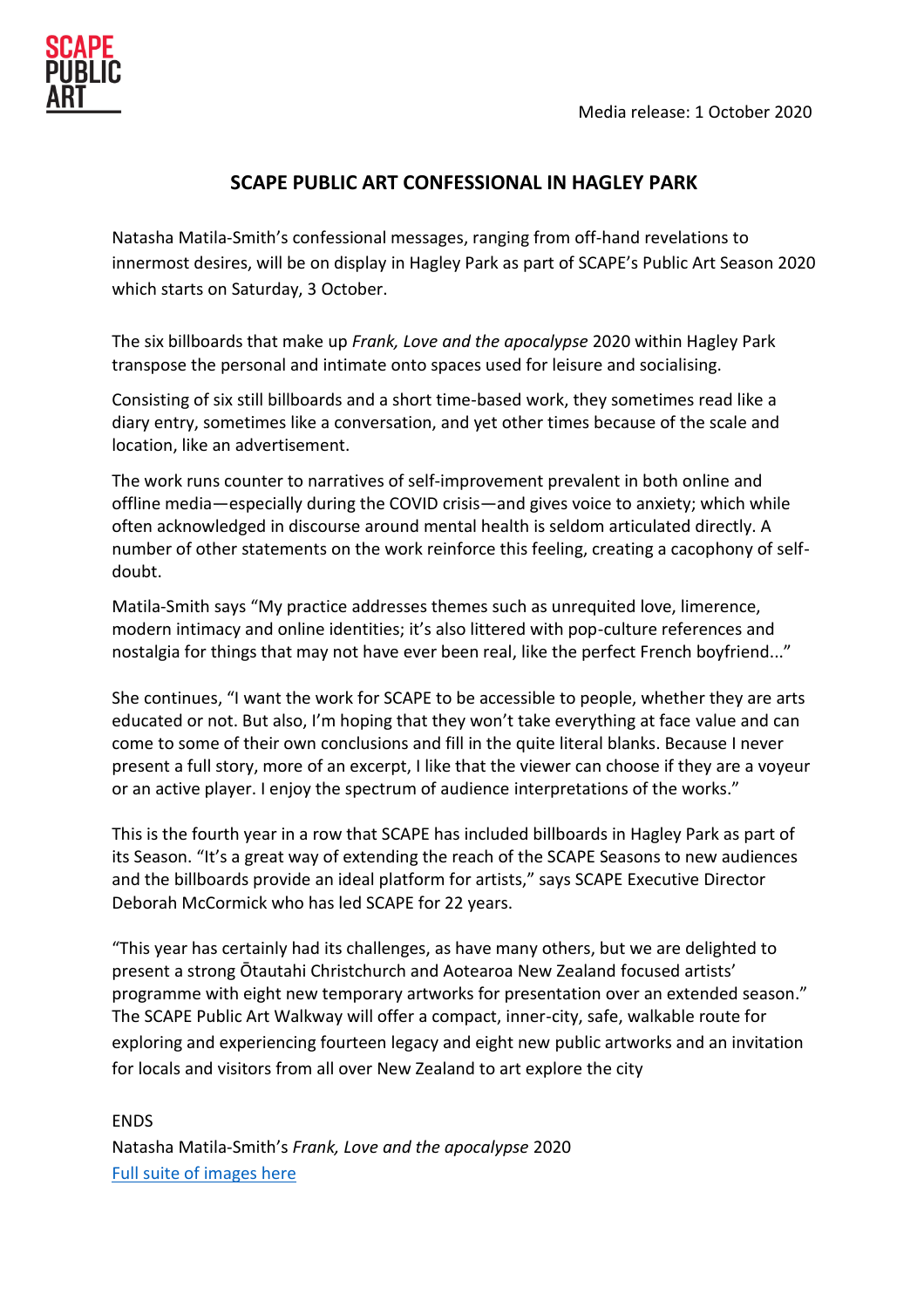SCAPE PUBLIC ART

Media release: 1 October 2020

## SCAPE PUBLIC ART CONFESSIONAL IN HAGLEY PARK

Natasha Matila-Smith's confessional messages, ranging from off-hand revelations to innermost desires, will be on display in Hagley Park as part of SCAPE's Public Art Season 2020 which starts on Saturday, 3 October.

The six billboards that make up *Frank, Love and the apocalypse* 2020 within Hagley Park transpose the personal and intimate onto spaces used for leisure and socialising.

Consisting of six still billboards and a short time-based work, they sometimes read like a diary entry, sometimes like a conversation, and yet other times because of the scale and location, like an advertisement.

The work runs counter to narratives of self-improvement prevalent in both online and offline media—especially during the COVID crisis—and gives voice to anxiety; which while often acknowledged in discourse around mental health is seldom articulated directly. A number of other statements on the work reinforce this feeling, creating a cacophony of self-doubt.

Matila-Smith says "My practice addresses themes such as unrequited love, limerence, modern intimacy and online identities; it's also littered with pop-culture references and nostalgia for things that may not have ever been real, like the perfect French boyfriend..."

She continues, "I want the work for SCAPE to be accessible to people, whether they are arts educated or not. But also, I'm hoping that they won't take everything at face value and can come to some of their own conclusions and fill in the quite literal blanks. Because I never present a full story, more of an excerpt, I like that the viewer can choose if they are a voyeur or an active player. I enjoy the spectrum of audience interpretations of the works."

This is the fourth year in a row that SCAPE has included billboards in Hagley Park as part of its Season. "It's a great way of extending the reach of the SCAPE Seasons to new audiences and the billboards provide an ideal platform for artists," says SCAPE Executive Director Deborah McCormick who has led SCAPE for 22 years.

"This year has certainly had its challenges, as have many others, but we are delighted to present a strong Ōtautahi Christchurch and Aotearoa New Zealand focused artists' programme with eight new temporary artworks for presentation over an extended season." The SCAPE Public Art Walkway will offer a compact, inner-city, safe, walkable route for exploring and experiencing fourteen legacy and eight new public artworks and an invitation for locals and visitors from all over New Zealand to art explore the city

ENDS

Natasha Matila-Smith's *Frank, Love and the apocalypse* 2020

[Full suite of images here]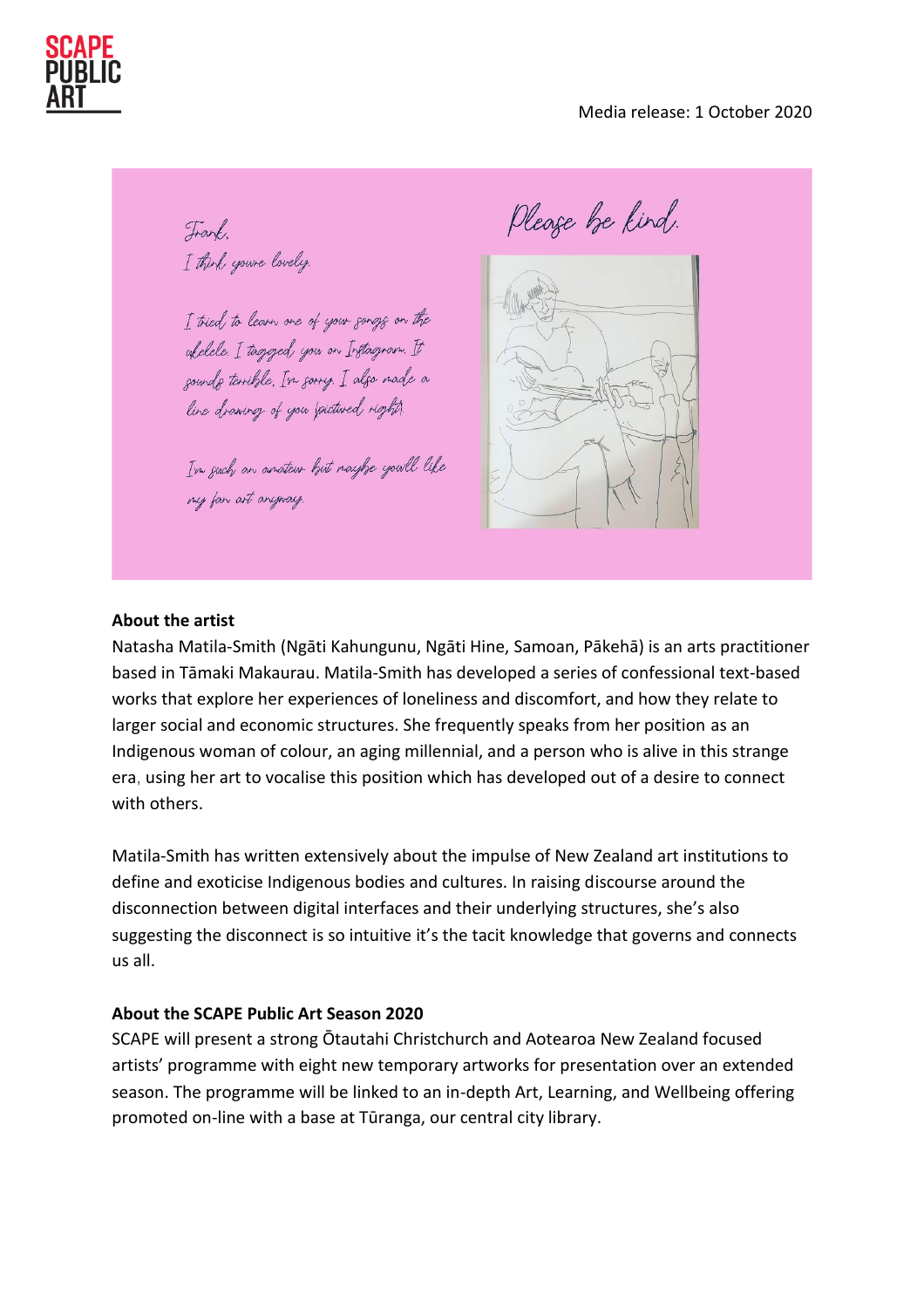Frank,
I think you're lovely.

I tried to learn one of your songs on the ukelele. I tagged you on Instagram. It sounds terrible. I'm sorry. I also made a line drawing of you pictured right.

I'm such an amateur but maybe you'll like my fan art anyway.

Please be kind.

**About the artist**

Natasha Matila-Smith (Ngāti Kahungunu, Ngāti Hine, Samoan, Pākehā) is an arts practitioner based in Tāmaki Makaurau. Matila-Smith has developed a series of confessional text-based works that explore her experiences of loneliness and discomfort, and how they relate to larger social and economic structures. She frequently speaks from her position as an Indigenous woman of colour, an aging millennial, and a person who is alive in this strange era, using her art to vocalise this position which has developed out of a desire to connect with others.

Matila-Smith has written extensively about the impulse of New Zealand art institutions to define and exoticise Indigenous bodies and cultures. In raising discourse around the disconnection between digital interfaces and their underlying structures, she's also suggesting the disconnect is so intuitive it's the tacit knowledge that governs and connects us all.

**About the SCAPE Public Art Season 2020**

SCAPE will present a strong Ōtautahi Christchurch and Aotearoa New Zealand focused artists' programme with eight new temporary artworks for presentation over an extended season. The programme will be linked to an in-depth Art, Learning, and Wellbeing offering promoted on-line with a base at Tūranga, our central city library.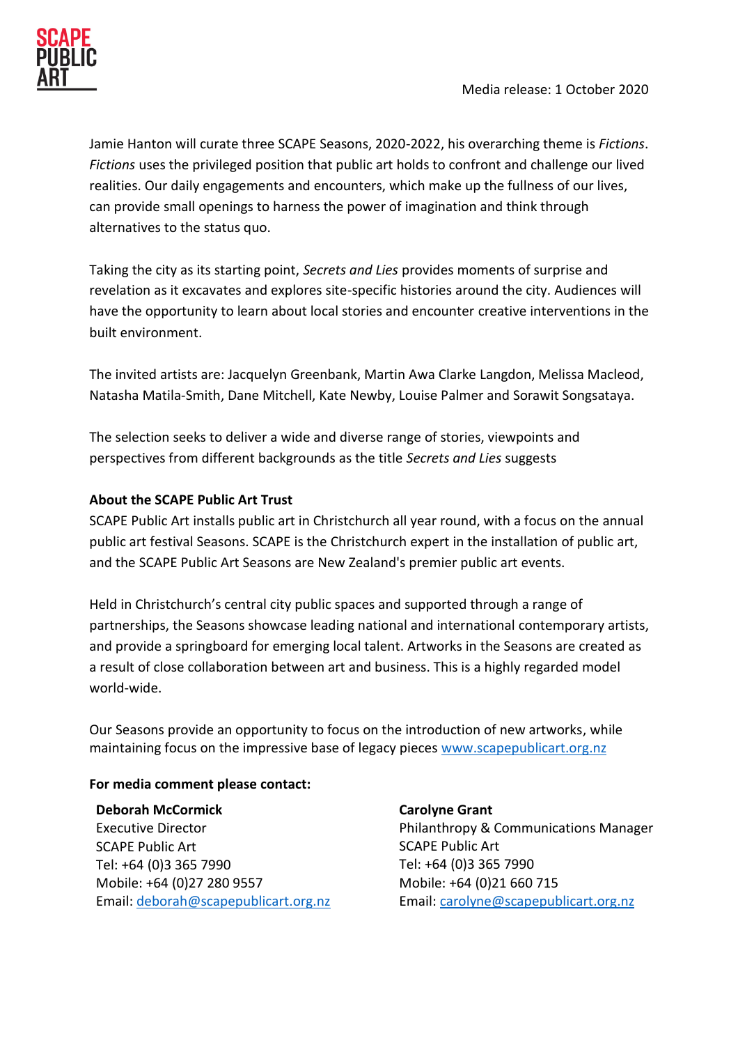Media release: 1 October 2020

Jamie Hanton will curate three SCAPE Seasons, 2020-2022, his overarching theme is *Fictions*. *Fictions* uses the privileged position that public art holds to confront and challenge our lived realities. Our daily engagements and encounters, which make up the fullness of our lives, can provide small openings to harness the power of imagination and think through alternatives to the status quo.

Taking the city as its starting point, *Secrets and Lies* provides moments of surprise and revelation as it excavates and explores site-specific histories around the city. Audiences will have the opportunity to learn about local stories and encounter creative interventions in the built environment.

The invited artists are: Jacquelyn Greenbank, Martin Awa Clarke Langdon, Melissa Macleod, Natasha Matila-Smith, Dane Mitchell, Kate Newby, Louise Palmer and Sorawit Songsataya.

The selection seeks to deliver a wide and diverse range of stories, viewpoints and perspectives from different backgrounds as the title *Secrets and Lies* suggests

**About the SCAPE Public Art Trust**

SCAPE Public Art installs public art in Christchurch all year round, with a focus on the annual public art festival Seasons. SCAPE is the Christchurch expert in the installation of public art, and the SCAPE Public Art Seasons are New Zealand's premier public art events.

Held in Christchurch's central city public spaces and supported through a range of partnerships, the Seasons showcase leading national and international contemporary artists, and provide a springboard for emerging local talent. Artworks in the Seasons are created as a result of close collaboration between art and business. This is a highly regarded model world-wide.

Our Seasons provide an opportunity to focus on the introduction of new artworks, while maintaining focus on the impressive base of legacy pieces [www.scapepublicart.org.nz](http://www.scapepublicart.org.nz)

**For media comment please contact:**

**Deborah McCormick**
Executive Director
SCAPE Public Art
Tel: +64 (0)3 365 7990
Mobile: +64 (0)27 280 9557
Email: [deborah@scapepublicart.org.nz](mailto:deborah@scapepublicart.org.nz)

**Carolyne Grant**
Philanthropy & Communications Manager
SCAPE Public Art
Tel: +64 (0)3 365 7990
Mobile: +64 (0)21 660 715
Email: [carolyne@scapepublicart.org.nz](mailto:carolyne@scapepublicart.org.nz)